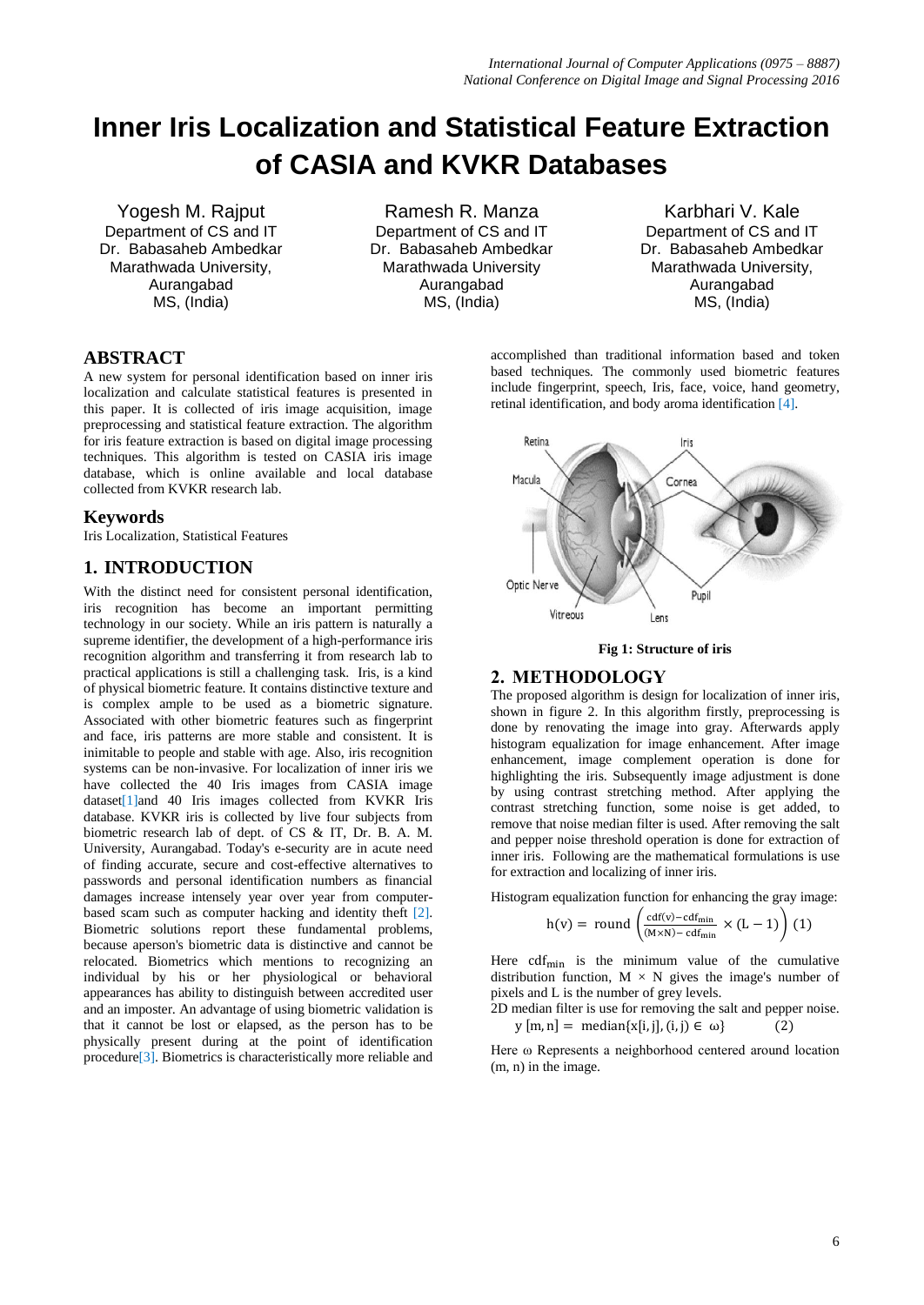# Inner Iris Localization and Statistical Feature Extraction of CASIA and KVKR Databases

Yogesh M. Rajput
Department of CS and IT
Dr. Babasaheb Ambedkar
Marathwada University,
Aurangabad
MS, (India)

Ramesh R. Manza
Department of CS and IT
Dr. Babasaheb Ambedkar
Marathwada University
Aurangabad
MS, (India)

Karbhari V. Kale
Department of CS and IT
Dr. Babasaheb Ambedkar
Marathwada University,
Aurangabad
MS, (India)

## ABSTRACT

A new system for personal identification based on inner iris localization and calculate statistical features is presented in this paper. It is collected of iris image acquisition, image preprocessing and statistical feature extraction. The algorithm for iris feature extraction is based on digital image processing techniques. This algorithm is tested on CASIA iris image database, which is online available and local database collected from KVKR research lab.

## Keywords

Iris Localization, Statistical Features

## 1. INTRODUCTION

With the distinct need for consistent personal identification, iris recognition has become an important permitting technology in our society. While an iris pattern is naturally a supreme identifier, the development of a high-performance iris recognition algorithm and transferring it from research lab to practical applications is still a challenging task. Iris, is a kind of physical biometric feature. It contains distinctive texture and is complex ample to be used as a biometric signature. Associated with other biometric features such as fingerprint and face, iris patterns are more stable and consistent. It is inimitable to people and stable with age. Also, iris recognition systems can be non-invasive. For localization of inner iris we have collected the 40 Iris images from CASIA image dataset[1]and 40 Iris images collected from KVKR Iris database. KVKR iris is collected by live four subjects from biometric research lab of dept. of CS & IT, Dr. B. A. M. University, Aurangabad. Today's e-security are in acute need of finding accurate, secure and cost-effective alternatives to passwords and personal identification numbers as financial damages increase intensely year over year from computer-based scam such as computer hacking and identity theft [2]. Biometric solutions report these fundamental problems, because aperson's biometric data is distinctive and cannot be relocated. Biometrics which mentions to recognizing an individual by his or her physiological or behavioral appearances has ability to distinguish between accredited user and an imposter. An advantage of using biometric validation is that it cannot be lost or elapsed, as the person has to be physically present during at the point of identification procedure[3]. Biometrics is characteristically more reliable and accomplished than traditional information based and token based techniques. The commonly used biometric features include fingerprint, speech, Iris, face, voice, hand geometry, retinal identification, and body aroma identification [4].

**Fig 1: Structure of iris**

## 2. METHODOLOGY

The proposed algorithm is design for localization of inner iris, shown in figure 2. In this algorithm firstly, preprocessing is done by renovating the image into gray. Afterwards apply histogram equalization for image enhancement. After image enhancement, image complement operation is done for highlighting the iris. Subsequently image adjustment is done by using contrast stretching method. After applying the contrast stretching function, some noise is get added, to remove that noise median filter is used. After removing the salt and pepper noise threshold operation is done for extraction of inner iris. Following are the mathematical formulations is use for extraction and localizing of inner iris.

Histogram equalization function for enhancing the gray image:

$$h(v) = \text{round}\left(\frac{cdf(v) - cdf_{min}}{(M \times N) - cdf_{min}} \times (L-1)\right) \quad (1)$$

Here $cdf_{min}$ is the minimum value of the cumulative distribution function, $M \times N$ gives the image's number of pixels and L is the number of grey levels.

2D median filter is use for removing the salt and pepper noise.

$$y[m,n] = \text{median}\{x[i,j], (i,j) \in \omega\} \quad (2)$$

Here ω Represents a neighborhood centered around location (m, n) in the image.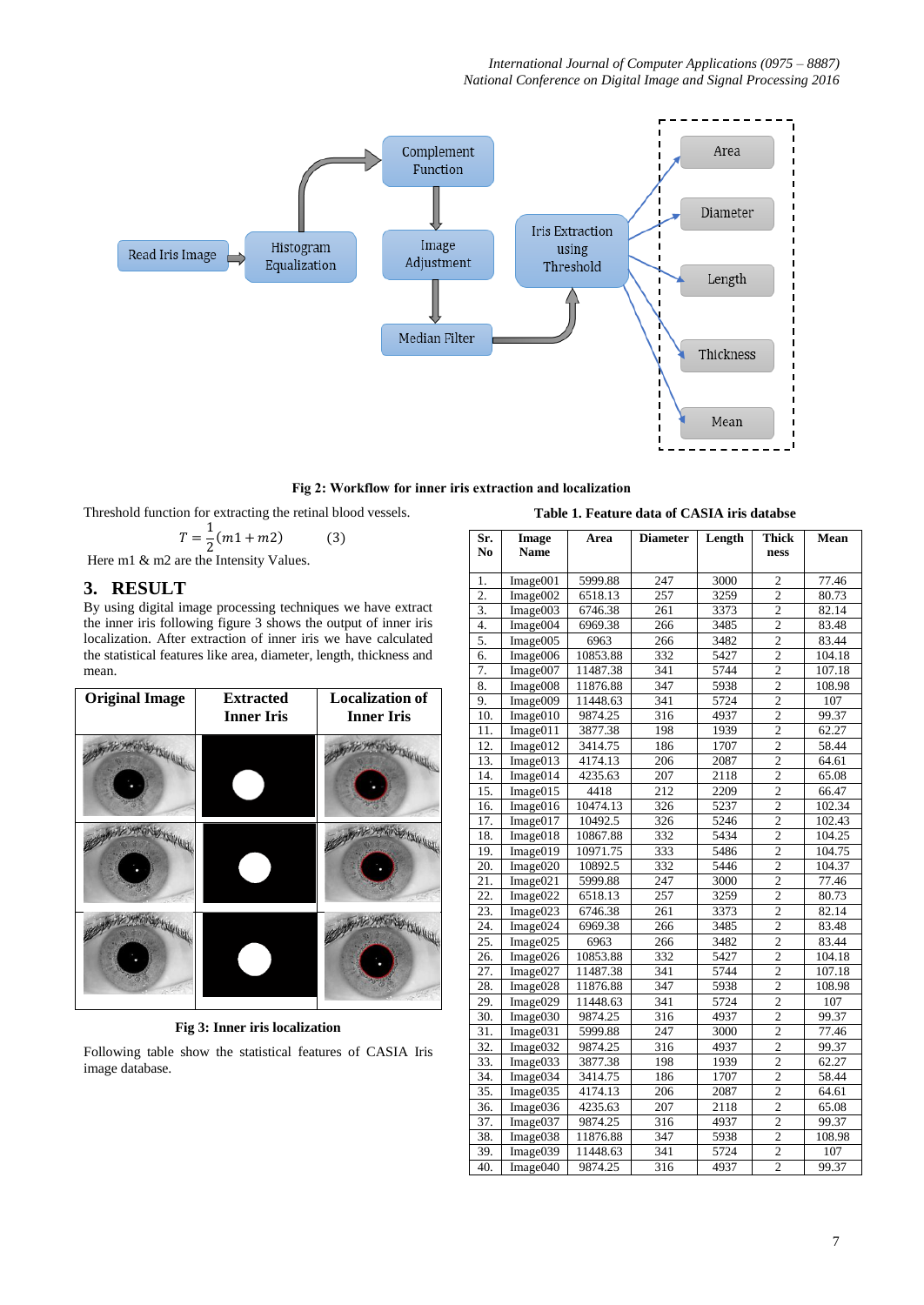Fig 2: Workflow for inner iris extraction and localization

Threshold function for extracting the retinal blood vessels.

$$T = \frac{1}{2}(m1 + m2) \qquad (3)$$

Here m1 & m2 are the Intensity Values.

## 3. RESULT

By using digital image processing techniques we have extract the inner iris following figure 3 shows the output of inner iris localization. After extraction of inner iris we have calculated the statistical features like area, diameter, length, thickness and mean.

| Original Image | Extracted Inner Iris | Localization of Inner Iris |
|---|---|---|
| | | |
| | | |
| | | |

Fig 3: Inner iris localization

Following table show the statistical features of CASIA Iris image database.

**Table 1. Feature data of CASIA iris databse**

| Sr. No | Image Name | Area | Diameter | Length | Thickness | Mean |
|---|---|---|---|---|---|---|
| 1. | Image001 | 5999.88 | 247 | 3000 | 2 | 77.46 |
| 2. | Image002 | 6518.13 | 257 | 3259 | 2 | 80.73 |
| 3. | Image003 | 6746.38 | 261 | 3373 | 2 | 82.14 |
| 4. | Image004 | 6969.38 | 266 | 3485 | 2 | 83.48 |
| 5. | Image005 | 6963 | 266 | 3482 | 2 | 83.44 |
| 6. | Image006 | 10853.88 | 332 | 5427 | 2 | 104.18 |
| 7. | Image007 | 11487.38 | 341 | 5744 | 2 | 107.18 |
| 8. | Image008 | 11876.88 | 347 | 5938 | 2 | 108.98 |
| 9. | Image009 | 11448.63 | 341 | 5724 | 2 | 107 |
| 10. | Image010 | 9874.25 | 316 | 4937 | 2 | 99.37 |
| 11. | Image011 | 3877.38 | 198 | 1939 | 2 | 62.27 |
| 12. | Image012 | 3414.75 | 186 | 1707 | 2 | 58.44 |
| 13. | Image013 | 4174.13 | 206 | 2087 | 2 | 64.61 |
| 14. | Image014 | 4235.63 | 207 | 2118 | 2 | 65.08 |
| 15. | Image015 | 4418 | 212 | 2209 | 2 | 66.47 |
| 16. | Image016 | 10474.13 | 326 | 5237 | 2 | 102.34 |
| 17. | Image017 | 10492.5 | 326 | 5246 | 2 | 102.43 |
| 18. | Image018 | 10867.88 | 332 | 5434 | 2 | 104.25 |
| 19. | Image019 | 10971.75 | 333 | 5486 | 2 | 104.75 |
| 20. | Image020 | 10892.5 | 332 | 5446 | 2 | 104.37 |
| 21. | Image021 | 5999.88 | 247 | 3000 | 2 | 77.46 |
| 22. | Image022 | 6518.13 | 257 | 3259 | 2 | 80.73 |
| 23. | Image023 | 6746.38 | 261 | 3373 | 2 | 82.14 |
| 24. | Image024 | 6969.38 | 266 | 3485 | 2 | 83.48 |
| 25. | Image025 | 6963 | 266 | 3482 | 2 | 83.44 |
| 26. | Image026 | 10853.88 | 332 | 5427 | 2 | 104.18 |
| 27. | Image027 | 11487.38 | 341 | 5744 | 2 | 107.18 |
| 28. | Image028 | 11876.88 | 347 | 5938 | 2 | 108.98 |
| 29. | Image029 | 11448.63 | 341 | 5724 | 2 | 107 |
| 30. | Image030 | 9874.25 | 316 | 4937 | 2 | 99.37 |
| 31. | Image031 | 5999.88 | 247 | 3000 | 2 | 77.46 |
| 32. | Image032 | 9874.25 | 316 | 4937 | 2 | 99.37 |
| 33. | Image033 | 3877.38 | 198 | 1939 | 2 | 62.27 |
| 34. | Image034 | 3414.75 | 186 | 1707 | 2 | 58.44 |
| 35. | Image035 | 4174.13 | 206 | 2087 | 2 | 64.61 |
| 36. | Image036 | 4235.63 | 207 | 2118 | 2 | 65.08 |
| 37. | Image037 | 9874.25 | 316 | 4937 | 2 | 99.37 |
| 38. | Image038 | 11876.88 | 347 | 5938 | 2 | 108.98 |
| 39. | Image039 | 11448.63 | 341 | 5724 | 2 | 107 |
| 40. | Image040 | 9874.25 | 316 | 4937 | 2 | 99.37 |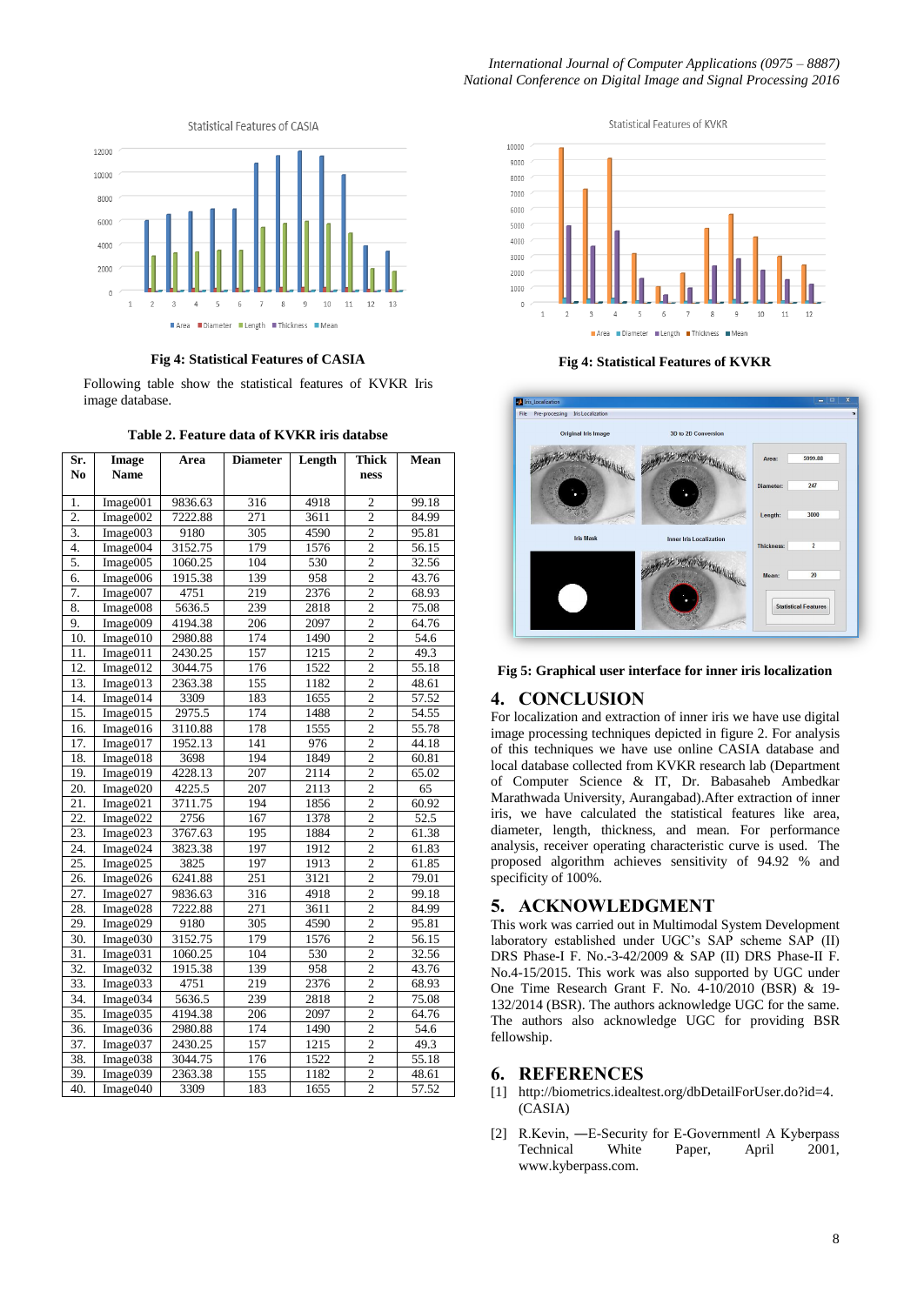Fig 4: Statistical Features of CASIA

Following table show the statistical features of KVKR Iris image database.

Table 2. Feature data of KVKR iris databse

| Sr. No | Image Name | Area | Diameter | Length | Thickness | Mean |
|---|---|---|---|---|---|---|
| 1. | Image001 | 9836.63 | 316 | 4918 | 2 | 99.18 |
| 2. | Image002 | 7222.88 | 271 | 3611 | 2 | 84.99 |
| 3. | Image003 | 9180 | 305 | 4590 | 2 | 95.81 |
| 4. | Image004 | 3152.75 | 179 | 1576 | 2 | 56.15 |
| 5. | Image005 | 1060.25 | 104 | 530 | 2 | 32.56 |
| 6. | Image006 | 1915.38 | 139 | 958 | 2 | 43.76 |
| 7. | Image007 | 4751 | 219 | 2376 | 2 | 68.93 |
| 8. | Image008 | 5636.5 | 239 | 2818 | 2 | 75.08 |
| 9. | Image009 | 4194.38 | 206 | 2097 | 2 | 64.76 |
| 10. | Image010 | 2980.88 | 174 | 1490 | 2 | 54.6 |
| 11. | Image011 | 2430.25 | 157 | 1215 | 2 | 49.3 |
| 12. | Image012 | 3044.75 | 176 | 1522 | 2 | 55.18 |
| 13. | Image013 | 2363.38 | 155 | 1182 | 2 | 48.61 |
| 14. | Image014 | 3309 | 183 | 1655 | 2 | 57.52 |
| 15. | Image015 | 2975.5 | 174 | 1488 | 2 | 54.55 |
| 16. | Image016 | 3110.88 | 178 | 1555 | 2 | 55.78 |
| 17. | Image017 | 1952.13 | 141 | 976 | 2 | 44.18 |
| 18. | Image018 | 3698 | 194 | 1849 | 2 | 60.81 |
| 19. | Image019 | 4228.13 | 207 | 2114 | 2 | 65.02 |
| 20. | Image020 | 4225.5 | 207 | 2113 | 2 | 65 |
| 21. | Image021 | 3711.75 | 194 | 1856 | 2 | 60.92 |
| 22. | Image022 | 2756 | 167 | 1378 | 2 | 52.5 |
| 23. | Image023 | 3767.63 | 195 | 1884 | 2 | 61.38 |
| 24. | Image024 | 3823.38 | 197 | 1912 | 2 | 61.83 |
| 25. | Image025 | 3825 | 197 | 1913 | 2 | 61.85 |
| 26. | Image026 | 6241.88 | 251 | 3121 | 2 | 79.01 |
| 27. | Image027 | 9836.63 | 316 | 4918 | 2 | 99.18 |
| 28. | Image028 | 7222.88 | 271 | 3611 | 2 | 84.99 |
| 29. | Image029 | 9180 | 305 | 4590 | 2 | 95.81 |
| 30. | Image030 | 3152.75 | 179 | 1576 | 2 | 56.15 |
| 31. | Image031 | 1060.25 | 104 | 530 | 2 | 32.56 |
| 32. | Image032 | 1915.38 | 139 | 958 | 2 | 43.76 |
| 33. | Image033 | 4751 | 219 | 2376 | 2 | 68.93 |
| 34. | Image034 | 5636.5 | 239 | 2818 | 2 | 75.08 |
| 35. | Image035 | 4194.38 | 206 | 2097 | 2 | 64.76 |
| 36. | Image036 | 2980.88 | 174 | 1490 | 2 | 54.6 |
| 37. | Image037 | 2430.25 | 157 | 1215 | 2 | 49.3 |
| 38. | Image038 | 3044.75 | 176 | 1522 | 2 | 55.18 |
| 39. | Image039 | 2363.38 | 155 | 1182 | 2 | 48.61 |
| 40. | Image040 | 3309 | 183 | 1655 | 2 | 57.52 |

Fig 4: Statistical Features of KVKR

Fig 5: Graphical user interface for inner iris localization

## 4. CONCLUSION

For localization and extraction of inner iris we have use digital image processing techniques depicted in figure 2. For analysis of this techniques we have use online CASIA database and local database collected from KVKR research lab (Department of Computer Science & IT, Dr. Babasaheb Ambedkar Marathwada University, Aurangabad).After extraction of inner iris, we have calculated the statistical features like area, diameter, length, thickness, and mean. For performance analysis, receiver operating characteristic curve is used. The proposed algorithm achieves sensitivity of 94.92 % and specificity of 100%.

## 5. ACKNOWLEDGMENT

This work was carried out in Multimodal System Development laboratory established under UGC's SAP scheme SAP (II) DRS Phase-I F. No.-3-42/2009 & SAP (II) DRS Phase-II F. No.4-15/2015. This work was also supported by UGC under One Time Research Grant F. No. 4-10/2010 (BSR) & 19-132/2014 (BSR). The authors acknowledge UGC for the same. The authors also acknowledge UGC for providing BSR fellowship.

## 6. REFERENCES

[1] http://biometrics.idealtest.org/dbDetailForUser.do?id=4. (CASIA)

[2] R.Kevin, ―E-Security for E-Government‖ A Kyberpass Technical White Paper, April 2001, www.kyberpass.com.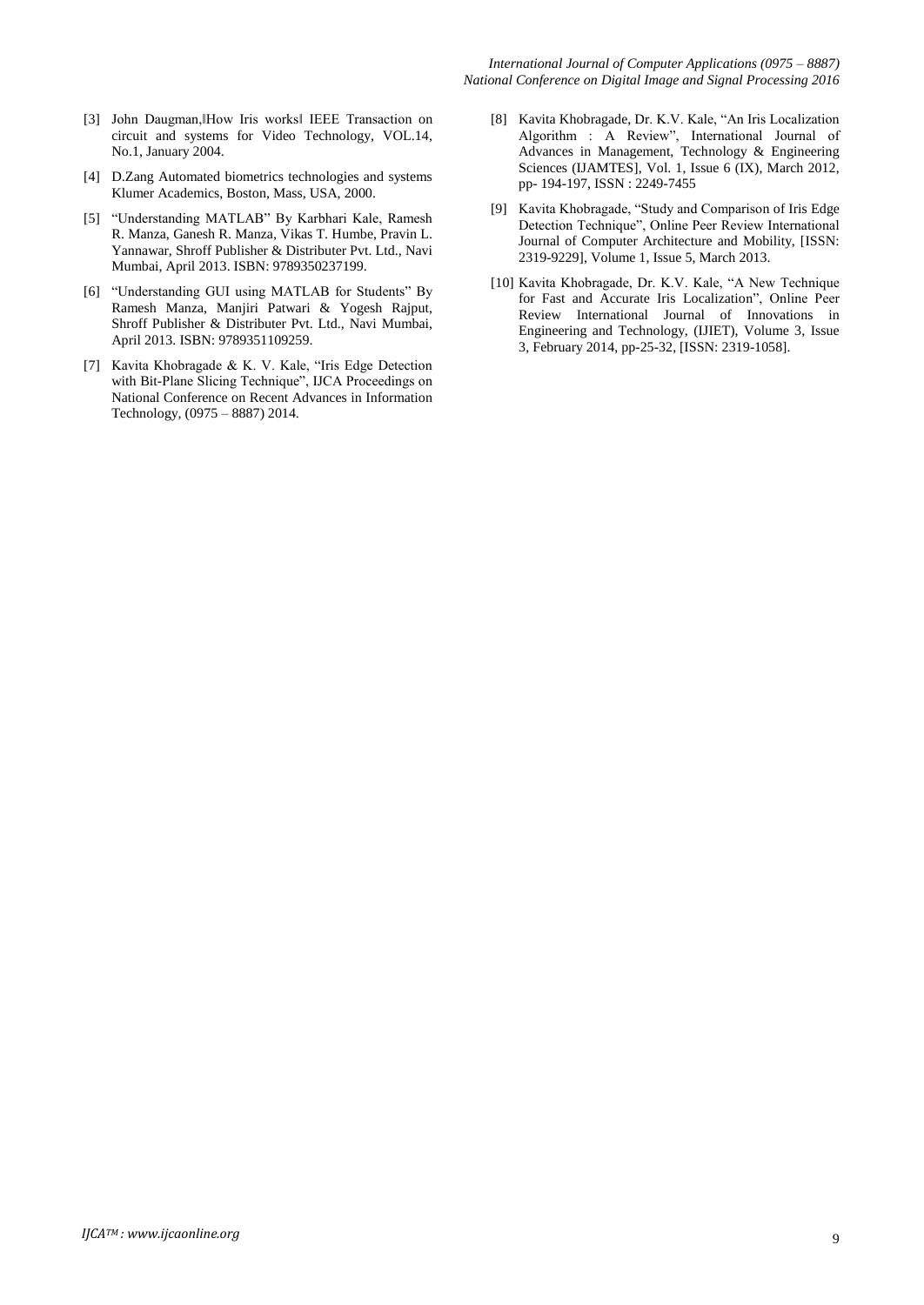[3] John Daugman,‖How Iris works‖ IEEE Transaction on circuit and systems for Video Technology, VOL.14, No.1, January 2004.

[4] D.Zang Automated biometrics technologies and systems Klumer Academics, Boston, Mass, USA, 2000.

[5] "Understanding MATLAB" By Karbhari Kale, Ramesh R. Manza, Ganesh R. Manza, Vikas T. Humbe, Pravin L. Yannawar, Shroff Publisher & Distributer Pvt. Ltd., Navi Mumbai, April 2013. ISBN: 9789350237199.

[6] "Understanding GUI using MATLAB for Students" By Ramesh Manza, Manjiri Patwari & Yogesh Rajput, Shroff Publisher & Distributer Pvt. Ltd., Navi Mumbai, April 2013. ISBN: 9789351109259.

[7] Kavita Khobragade & K. V. Kale, "Iris Edge Detection with Bit-Plane Slicing Technique", IJCA Proceedings on National Conference on Recent Advances in Information Technology, (0975 – 8887) 2014.

[8] Kavita Khobragade, Dr. K.V. Kale, "An Iris Localization Algorithm : A Review", International Journal of Advances in Management, Technology & Engineering Sciences (IJAMTES], Vol. 1, Issue 6 (IX), March 2012, pp- 194-197, ISSN : 2249-7455

[9] Kavita Khobragade, "Study and Comparison of Iris Edge Detection Technique", Online Peer Review International Journal of Computer Architecture and Mobility, [ISSN: 2319-9229], Volume 1, Issue 5, March 2013.

[10] Kavita Khobragade, Dr. K.V. Kale, "A New Technique for Fast and Accurate Iris Localization", Online Peer Review International Journal of Innovations in Engineering and Technology, (IJIET), Volume 3, Issue 3, February 2014, pp-25-32, [ISSN: 2319-1058].